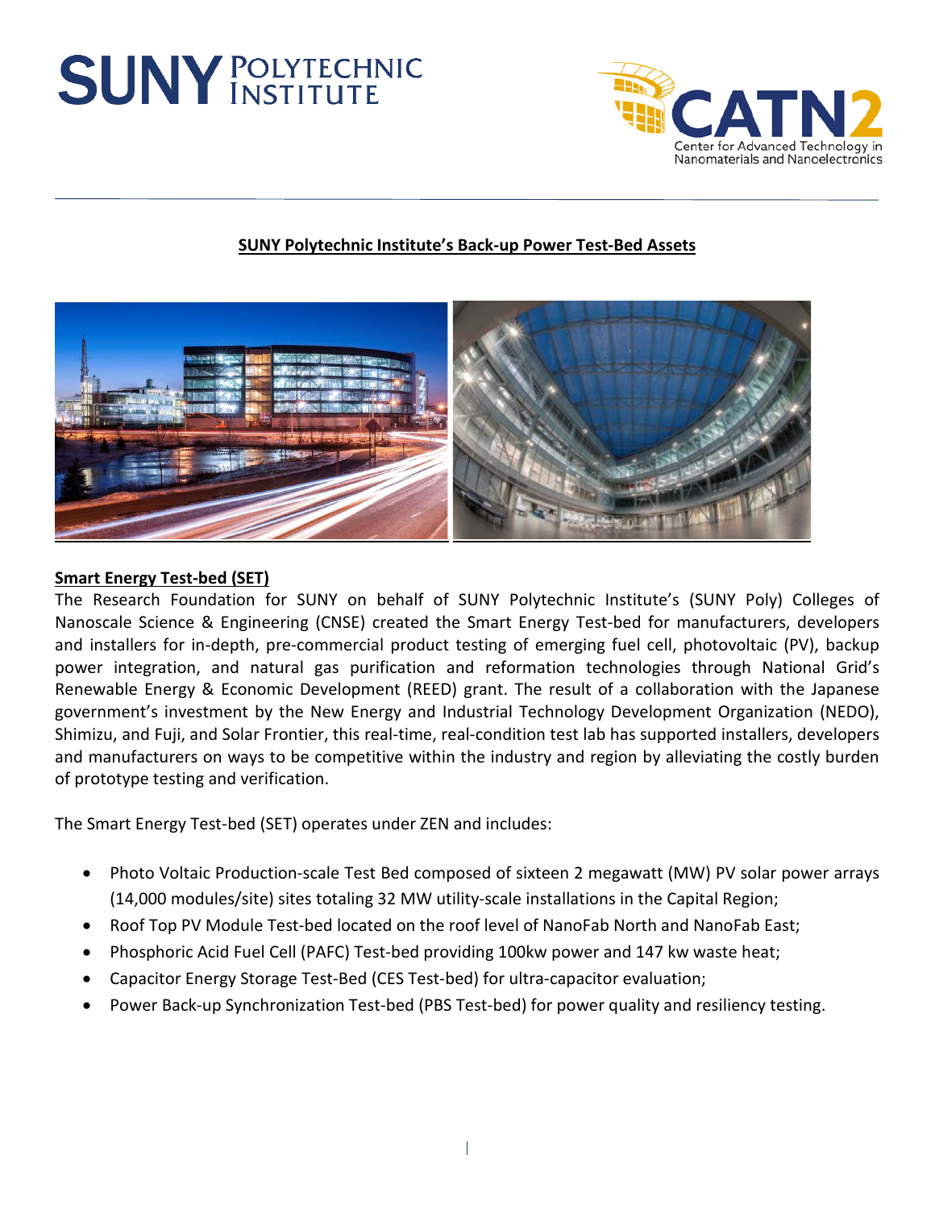# SUNY Polytechnic Institute's Back-up Power Test-Bed Assets

## Smart Energy Test-bed (SET)

The Research Foundation for SUNY on behalf of SUNY Polytechnic Institute's (SUNY Poly) Colleges of Nanoscale Science & Engineering (CNSE) created the Smart Energy Test-bed for manufacturers, developers and installers for in-depth, pre-commercial product testing of emerging fuel cell, photovoltaic (PV), backup power integration, and natural gas purification and reformation technologies through National Grid's Renewable Energy & Economic Development (REED) grant. The result of a collaboration with the Japanese government's investment by the New Energy and Industrial Technology Development Organization (NEDO), Shimizu, and Fuji, and Solar Frontier, this real-time, real-condition test lab has supported installers, developers and manufacturers on ways to be competitive within the industry and region by alleviating the costly burden of prototype testing and verification.

The Smart Energy Test-bed (SET) operates under ZEN and includes:

- Photo Voltaic Production-scale Test Bed composed of sixteen 2 megawatt (MW) PV solar power arrays (14,000 modules/site) sites totaling 32 MW utility-scale installations in the Capital Region;
- Roof Top PV Module Test-bed located on the roof level of NanoFab North and NanoFab East;
- Phosphoric Acid Fuel Cell (PAFC) Test-bed providing 100kw power and 147 kw waste heat;
- Capacitor Energy Storage Test-Bed (CES Test-bed) for ultra-capacitor evaluation;
- Power Back-up Synchronization Test-bed (PBS Test-bed) for power quality and resiliency testing.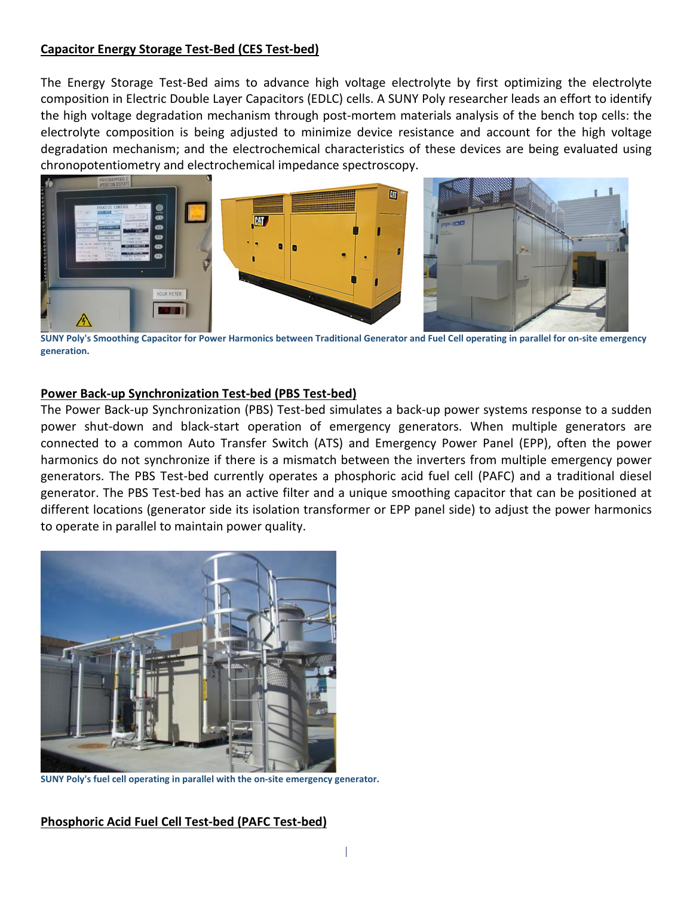## Capacitor Energy Storage Test-Bed (CES Test-bed)

The Energy Storage Test-Bed aims to advance high voltage electrolyte by first optimizing the electrolyte composition in Electric Double Layer Capacitors (EDLC) cells. A SUNY Poly researcher leads an effort to identify the high voltage degradation mechanism through post-mortem materials analysis of the bench top cells: the electrolyte composition is being adjusted to minimize device resistance and account for the high voltage degradation mechanism; and the electrochemical characteristics of these devices are being evaluated using chronopotentiometry and electrochemical impedance spectroscopy.

**SUNY Poly's Smoothing Capacitor for Power Harmonics between Traditional Generator and Fuel Cell operating in parallel for on-site emergency generation.**

## Power Back-up Synchronization Test-bed (PBS Test-bed)

The Power Back-up Synchronization (PBS) Test-bed simulates a back-up power systems response to a sudden power shut-down and black-start operation of emergency generators. When multiple generators are connected to a common Auto Transfer Switch (ATS) and Emergency Power Panel (EPP), often the power harmonics do not synchronize if there is a mismatch between the inverters from multiple emergency power generators. The PBS Test-bed currently operates a phosphoric acid fuel cell (PAFC) and a traditional diesel generator. The PBS Test-bed has an active filter and a unique smoothing capacitor that can be positioned at different locations (generator side its isolation transformer or EPP panel side) to adjust the power harmonics to operate in parallel to maintain power quality.

**SUNY Poly's fuel cell operating in parallel with the on-site emergency generator.**

## Phosphoric Acid Fuel Cell Test-bed (PAFC Test-bed)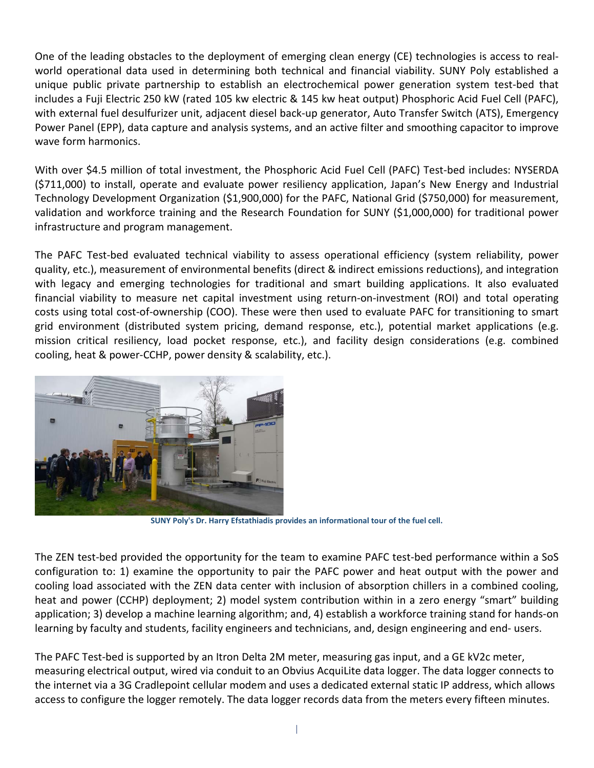One of the leading obstacles to the deployment of emerging clean energy (CE) technologies is access to real-world operational data used in determining both technical and financial viability. SUNY Poly established a unique public private partnership to establish an electrochemical power generation system test-bed that includes a Fuji Electric 250 kW (rated 105 kw electric & 145 kw heat output) Phosphoric Acid Fuel Cell (PAFC), with external fuel desulfurizer unit, adjacent diesel back-up generator, Auto Transfer Switch (ATS), Emergency Power Panel (EPP), data capture and analysis systems, and an active filter and smoothing capacitor to improve wave form harmonics.

With over $4.5 million of total investment, the Phosphoric Acid Fuel Cell (PAFC) Test-bed includes: NYSERDA ($711,000) to install, operate and evaluate power resiliency application, Japan's New Energy and Industrial Technology Development Organization ($1,900,000) for the PAFC, National Grid ($750,000) for measurement, validation and workforce training and the Research Foundation for SUNY ($1,000,000) for traditional power infrastructure and program management.

The PAFC Test-bed evaluated technical viability to assess operational efficiency (system reliability, power quality, etc.), measurement of environmental benefits (direct & indirect emissions reductions), and integration with legacy and emerging technologies for traditional and smart building applications. It also evaluated financial viability to measure net capital investment using return-on-investment (ROI) and total operating costs using total cost-of-ownership (COO). These were then used to evaluate PAFC for transitioning to smart grid environment (distributed system pricing, demand response, etc.), potential market applications (e.g. mission critical resiliency, load pocket response, etc.), and facility design considerations (e.g. combined cooling, heat & power-CCHP, power density & scalability, etc.).

**SUNY Poly's Dr. Harry Efstathiadis provides an informational tour of the fuel cell.**

The ZEN test-bed provided the opportunity for the team to examine PAFC test-bed performance within a SoS configuration to: 1) examine the opportunity to pair the PAFC power and heat output with the power and cooling load associated with the ZEN data center with inclusion of absorption chillers in a combined cooling, heat and power (CCHP) deployment; 2) model system contribution within in a zero energy "smart" building application; 3) develop a machine learning algorithm; and, 4) establish a workforce training stand for hands-on learning by faculty and students, facility engineers and technicians, and, design engineering and end- users.

The PAFC Test-bed is supported by an Itron Delta 2M meter, measuring gas input, and a GE kV2c meter, measuring electrical output, wired via conduit to an Obvius AcquiLite data logger. The data logger connects to the internet via a 3G Cradlepoint cellular modem and uses a dedicated external static IP address, which allows access to configure the logger remotely. The data logger records data from the meters every fifteen minutes.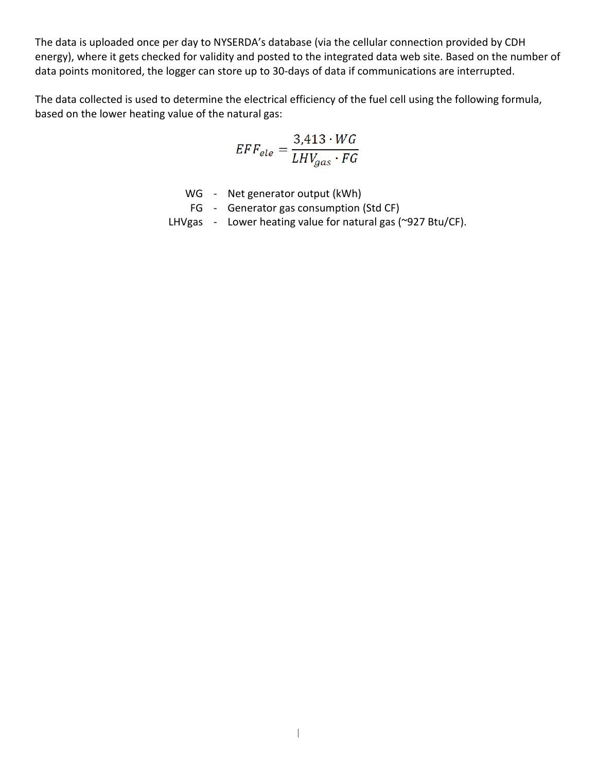The data is uploaded once per day to NYSERDA's database (via the cellular connection provided by CDH energy), where it gets checked for validity and posted to the integrated data web site. Based on the number of data points monitored, the logger can store up to 30-days of data if communications are interrupted.

The data collected is used to determine the electrical efficiency of the fuel cell using the following formula, based on the lower heating value of the natural gas:

$$EFF_{ele} = \frac{3{,}413 \cdot WG}{LHV_{gas} \cdot FG}$$

WG - Net generator output (kWh)
FG - Generator gas consumption (Std CF)
LHVgas - Lower heating value for natural gas (~927 Btu/CF).